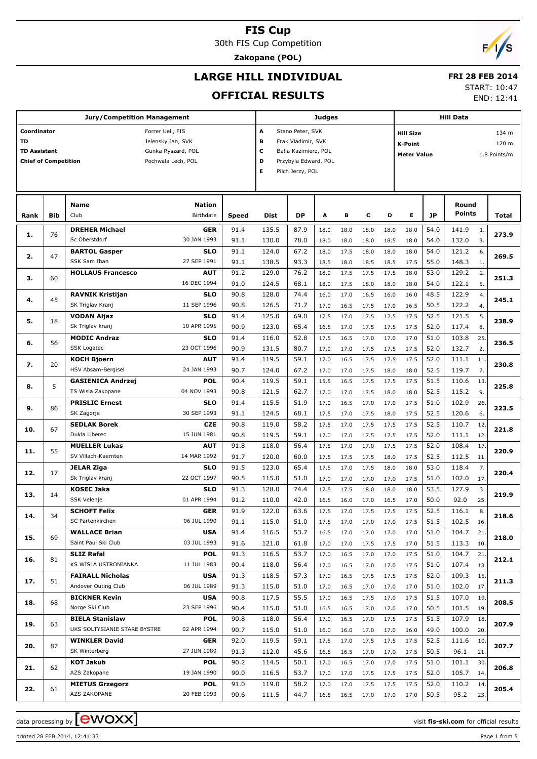# FIS Cup

30th FIS Cup Competition

**Zakopane (POL)**

## LARGE HILL INDIVIDUAL

**FRI 28 FEB 2014**

## OFFICIAL RESULTS

START: 10:47
END: 12:41

| Jury/Competition Management | | Judges | | Hill Data | |
|---|---|---|---|---|---|
| Coordinator | Forrer Ueli, FIS | A | Stano Peter, SVK | Hill Size | 134 m |
| TD | Jelensky Jan, SVK | B | Frak Vladimir, SVK | K-Point | 120 m |
| TD Assistant | Gunka Ryszard, POL | C | Bafia Kazimierz, POL | Meter Value | 1.8 Points/m |
| Chief of Competition | Pochwala Lech, POL | D | Przybyla Edward, POL | | |
| | | E | Pilch Jerzy, POL | | |

| Rank | Bib | Name / Club | Nation / Birthdate | Speed | Dist | DP | A | B | C | D | E | JP | Round Points | | Total |
|---|---|---|---|---|---|---|---|---|---|---|---|---|---|---|---|
| 1. | 76 | **DREHER Michael** | **GER** | 91.4 | 135.5 | 87.9 | 18.0 | 18.0 | 18.0 | 18.0 | 18.0 | 54.0 | 141.9 | 1. | 273.9 |
| | | Sc Oberstdorf | 30 JAN 1993 | 91.1 | 130.0 | 78.0 | 18.0 | 18.0 | 18.0 | 18.5 | 18.0 | 54.0 | 132.0 | 3. | |
| 2. | 47 | **BARTOL Gasper** | **SLO** | 91.1 | 124.0 | 67.2 | 18.0 | 17.5 | 18.0 | 18.0 | 18.0 | 54.0 | 121.2 | 6. | 269.5 |
| | | SSK Sam Ihan | 27 SEP 1991 | 91.1 | 138.5 | 93.3 | 18.5 | 18.0 | 18.5 | 18.5 | 17.5 | 55.0 | 148.3 | 1. | |
| 3. | 60 | **HOLLAUS Francesco** | **AUT** | 91.2 | 129.0 | 76.2 | 18.0 | 17.5 | 17.5 | 17.5 | 18.0 | 53.0 | 129.2 | 2. | 251.3 |
| | | | 16 DEC 1994 | 91.0 | 124.5 | 68.1 | 18.0 | 17.5 | 18.0 | 18.0 | 18.0 | 54.0 | 122.1 | 5. | |
| 4. | 45 | **RAVNIK Kristijan** | **SLO** | 90.8 | 128.0 | 74.4 | 16.0 | 17.0 | 16.5 | 16.0 | 16.0 | 48.5 | 122.9 | 4. | 245.1 |
| | | SK Triglav Kranj | 11 SEP 1996 | 90.8 | 126.5 | 71.7 | 17.0 | 16.5 | 17.5 | 17.0 | 16.5 | 50.5 | 122.2 | 4. | |
| 5. | 18 | **VODAN Aljaz** | **SLO** | 91.4 | 125.0 | 69.0 | 17.5 | 17.0 | 17.5 | 17.5 | 17.5 | 52.5 | 121.5 | 5. | 238.9 |
| | | Sk Triglav kranj | 10 APR 1995 | 90.9 | 123.0 | 65.4 | 16.5 | 17.0 | 17.5 | 17.5 | 17.5 | 52.0 | 117.4 | 8. | |
| 6. | 56 | **MODIC Andraz** | **SLO** | 91.4 | 116.0 | 52.8 | 17.5 | 16.5 | 17.0 | 17.0 | 17.0 | 51.0 | 103.8 | 25. | 236.5 |
| | | SSK Logatec | 23 OCT 1996 | 90.9 | 131.5 | 80.7 | 17.0 | 17.0 | 17.5 | 17.5 | 17.5 | 52.0 | 132.7 | 2. | |
| 7. | 20 | **KOCH Bjoern** | **AUT** | 91.4 | 119.5 | 59.1 | 17.0 | 16.5 | 17.5 | 17.5 | 17.5 | 52.0 | 111.1 | 11. | 230.8 |
| | | HSV Absam-Bergisel | 24 JAN 1993 | 90.7 | 124.0 | 67.2 | 17.0 | 17.0 | 17.5 | 18.0 | 18.0 | 52.5 | 119.7 | 7. | |
| 8. | 5 | **GASIENICA Andrzej** | **POL** | 90.4 | 119.5 | 59.1 | 15.5 | 16.5 | 17.5 | 17.5 | 17.5 | 51.5 | 110.6 | 13. | 225.8 |
| | | TS Wisla Zakopane | 04 NOV 1993 | 90.8 | 121.5 | 62.7 | 17.0 | 17.0 | 17.5 | 18.0 | 18.0 | 52.5 | 115.2 | 9. | |
| 9. | 86 | **PRISLIC Ernest** | **SLO** | 91.4 | 115.5 | 51.9 | 17.0 | 16.5 | 17.0 | 17.0 | 17.5 | 51.0 | 102.9 | 26. | 223.5 |
| | | SK Zagorje | 30 SEP 1993 | 91.1 | 124.5 | 68.1 | 17.5 | 17.0 | 17.5 | 18.0 | 17.5 | 52.5 | 120.6 | 6. | |
| 10. | 67 | **SEDLAK Borek** | **CZE** | 90.8 | 119.0 | 58.2 | 17.5 | 17.0 | 17.5 | 17.5 | 17.5 | 52.5 | 110.7 | 12. | 221.8 |
| | | Dukla Liberec | 15 JUN 1981 | 90.8 | 119.5 | 59.1 | 17.0 | 17.0 | 17.5 | 17.5 | 17.5 | 52.0 | 111.1 | 12. | |
| 11. | 55 | **MUELLER Lukas** | **AUT** | 91.8 | 118.0 | 56.4 | 17.5 | 17.0 | 17.0 | 17.5 | 17.5 | 52.0 | 108.4 | 17. | 220.9 |
| | | SV Villach-Kaernten | 14 MAR 1992 | 91.7 | 120.0 | 60.0 | 17.5 | 17.5 | 17.5 | 18.0 | 17.5 | 52.5 | 112.5 | 11. | |
| 12. | 17 | **JELAR Ziga** | **SLO** | 91.5 | 123.0 | 65.4 | 17.5 | 17.0 | 17.5 | 18.0 | 18.0 | 53.0 | 118.4 | 7. | 220.4 |
| | | Sk Triglav kranj | 22 OCT 1997 | 90.5 | 115.0 | 51.0 | 17.0 | 17.0 | 17.0 | 17.0 | 17.5 | 51.0 | 102.0 | 17. | |
| 13. | 14 | **KOSEC Jaka** | **SLO** | 91.3 | 128.0 | 74.4 | 17.5 | 17.5 | 18.0 | 18.0 | 18.0 | 53.5 | 127.9 | 3. | 219.9 |
| | | SSK Velenje | 01 APR 1994 | 91.2 | 110.0 | 42.0 | 16.5 | 16.0 | 17.0 | 16.5 | 17.0 | 50.0 | 92.0 | 25. | |
| 14. | 34 | **SCHOFT Felix** | **GER** | 91.9 | 122.0 | 63.6 | 17.5 | 17.0 | 17.5 | 17.5 | 17.5 | 52.5 | 116.1 | 8. | 218.6 |
| | | SC Partenkirchen | 06 JUL 1990 | 91.1 | 115.0 | 51.0 | 17.5 | 17.0 | 17.0 | 17.0 | 17.5 | 51.5 | 102.5 | 16. | |
| 15. | 69 | **WALLACE Brian** | **USA** | 91.4 | 116.5 | 53.7 | 16.5 | 17.0 | 17.0 | 17.0 | 17.0 | 51.0 | 104.7 | 21. | 218.0 |
| | | Saint Paul Ski Club | 03 JUL 1993 | 91.6 | 121.0 | 61.8 | 17.0 | 17.0 | 17.5 | 17.5 | 17.0 | 51.5 | 113.3 | 10. | |
| 16. | 81 | **SLIZ Rafal** | **POL** | 91.3 | 116.5 | 53.7 | 17.0 | 16.5 | 17.0 | 17.0 | 17.5 | 51.0 | 104.7 | 21. | 212.1 |
| | | KS WISLA USTRONIANKA | 11 JUL 1983 | 90.4 | 118.0 | 56.4 | 17.0 | 16.5 | 17.0 | 17.0 | 17.5 | 51.0 | 107.4 | 13. | |
| 17. | 51 | **FAIRALL Nicholas** | **USA** | 91.3 | 118.5 | 57.3 | 17.0 | 16.5 | 17.5 | 17.5 | 17.5 | 52.0 | 109.3 | 15. | 211.3 |
| | | Andover Outing Club | 06 JUL 1989 | 91.3 | 115.0 | 51.0 | 17.0 | 16.5 | 17.0 | 17.0 | 17.0 | 51.0 | 102.0 | 17. | |
| 18. | 68 | **BICKNER Kevin** | **USA** | 90.8 | 117.5 | 55.5 | 17.0 | 16.5 | 17.5 | 17.0 | 17.5 | 51.5 | 107.0 | 19. | 208.5 |
| | | Norge Ski Club | 23 SEP 1996 | 90.4 | 115.0 | 51.0 | 16.5 | 16.5 | 17.0 | 17.0 | 17.0 | 50.5 | 101.5 | 19. | |
| 19. | 63 | **BIELA Stanislaw** | **POL** | 90.8 | 118.0 | 56.4 | 17.0 | 16.5 | 17.0 | 17.5 | 17.5 | 51.5 | 107.9 | 18. | 207.9 |
| | | UKS SOLTYSIANIE STARE BYSTRE | 02 APR 1994 | 90.7 | 115.0 | 51.0 | 16.0 | 16.0 | 17.0 | 17.0 | 16.0 | 49.0 | 100.0 | 20. | |
| 20. | 87 | **WINKLER David** | **GER** | 92.0 | 119.5 | 59.1 | 17.5 | 17.0 | 17.5 | 17.5 | 17.5 | 52.5 | 111.6 | 10. | 207.7 |
| | | SK Winterberg | 27 JUN 1989 | 91.3 | 112.0 | 45.6 | 16.5 | 16.5 | 17.0 | 17.0 | 17.5 | 50.5 | 96.1 | 21. | |
| 21. | 62 | **KOT Jakub** | **POL** | 90.2 | 114.5 | 50.1 | 17.0 | 16.5 | 17.0 | 17.0 | 17.5 | 51.0 | 101.1 | 30. | 206.8 |
| | | AZS Zakopane | 19 JAN 1990 | 90.0 | 116.5 | 53.7 | 17.0 | 17.0 | 17.5 | 17.5 | 17.5 | 52.0 | 105.7 | 14. | |
| 22. | 61 | **MIETUS Grzegorz** | **POL** | 91.0 | 119.0 | 58.2 | 17.0 | 17.0 | 17.5 | 17.5 | 17.5 | 52.0 | 110.2 | 14. | 205.4 |
| | | AZS ZAKOPANE | 20 FEB 1993 | 90.6 | 111.5 | 44.7 | 16.5 | 16.5 | 17.0 | 17.0 | 17.0 | 50.5 | 95.2 | 23. | |

data processing by ewoxx — visit fis-ski.com for official results

printed 28 FEB 2014, 12:41:33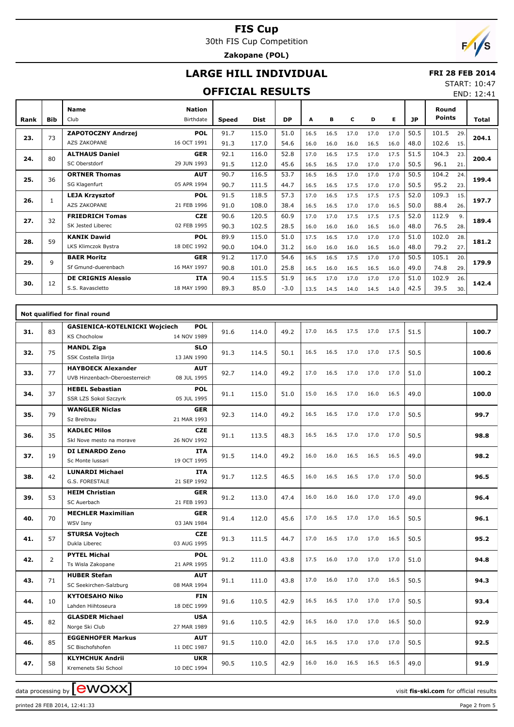# FIS Cup

30th FIS Cup Competition

**Zakopane (POL)**

## LARGE HILL INDIVIDUAL

**FRI 28 FEB 2014**

START: 10:47

END: 12:41

## OFFICIAL RESULTS

| Rank | Bib | Name / Club | Nation / Birthdate | Speed | Dist | DP | A | B | C | D | E | JP | Round Points | | Total |
|---|---|---|---|---|---|---|---|---|---|---|---|---|---|---|---|
| 23. | 73 | ZAPOTOCZNY Andrzej | POL | 91.7 | 115.0 | 51.0 | 16.5 | 16.5 | 17.0 | 17.0 | 17.0 | 50.5 | 101.5 | 29. | 204.1 |
| | | AZS ZAKOPANE | 16 OCT 1991 | 91.3 | 117.0 | 54.6 | 16.0 | 16.0 | 16.0 | 16.5 | 16.0 | 48.0 | 102.6 | 15. | |
| 24. | 80 | ALTHAUS Daniel | GER | 92.1 | 116.0 | 52.8 | 17.0 | 16.5 | 17.5 | 17.0 | 17.5 | 51.5 | 104.3 | 23. | 200.4 |
| | | SC Oberstdorf | 29 JUN 1993 | 91.5 | 112.0 | 45.6 | 16.5 | 16.5 | 17.0 | 17.0 | 17.0 | 50.5 | 96.1 | 21. | |
| 25. | 36 | ORTNER Thomas | AUT | 90.7 | 116.5 | 53.7 | 16.5 | 16.5 | 17.0 | 17.0 | 17.0 | 50.5 | 104.2 | 24. | 199.4 |
| | | SG Klagenfurt | 05 APR 1994 | 90.7 | 111.5 | 44.7 | 16.5 | 16.5 | 17.5 | 17.0 | 17.0 | 50.5 | 95.2 | 23. | |
| 26. | 1 | LEJA Krzysztof | POL | 91.5 | 118.5 | 57.3 | 17.0 | 16.5 | 17.5 | 17.5 | 17.5 | 52.0 | 109.3 | 15. | 197.7 |
| | | AZS ZAKOPANE | 21 FEB 1996 | 91.0 | 108.0 | 38.4 | 16.5 | 16.5 | 17.0 | 17.0 | 16.5 | 50.0 | 88.4 | 26. | |
| 27. | 32 | FRIEDRICH Tomas | CZE | 90.6 | 120.5 | 60.9 | 17.0 | 17.0 | 17.5 | 17.5 | 17.5 | 52.0 | 112.9 | 9. | 189.4 |
| | | SK Jested Liberec | 02 FEB 1995 | 90.3 | 102.5 | 28.5 | 16.0 | 16.0 | 16.0 | 16.5 | 16.0 | 48.0 | 76.5 | 28. | |
| 28. | 59 | KANIK Dawid | POL | 89.9 | 115.0 | 51.0 | 17.5 | 16.5 | 17.0 | 17.0 | 17.0 | 51.0 | 102.0 | 28. | 181.2 |
| | | LKS Klimczok Bystra | 18 DEC 1992 | 90.0 | 104.0 | 31.2 | 16.0 | 16.0 | 16.0 | 16.5 | 16.0 | 48.0 | 79.2 | 27. | |
| 29. | 9 | BAER Moritz | GER | 91.2 | 117.0 | 54.6 | 16.5 | 16.5 | 17.5 | 17.0 | 17.0 | 50.5 | 105.1 | 20. | 179.9 |
| | | Sf Gmund-duerenbach | 16 MAY 1997 | 90.8 | 101.0 | 25.8 | 16.5 | 16.0 | 16.5 | 16.5 | 16.0 | 49.0 | 74.8 | 29. | |
| 30. | 12 | DE CRIGNIS Alessio | ITA | 90.4 | 115.5 | 51.9 | 16.5 | 17.0 | 17.0 | 17.0 | 17.0 | 51.0 | 102.9 | 26. | 142.4 |
| | | S.S. Ravascletto | 18 MAY 1990 | 89.3 | 85.0 | -3.0 | 13.5 | 14.5 | 14.0 | 14.5 | 14.0 | 42.5 | 39.5 | 30. | |

**Not qualified for final round**

| Rank | Bib | Name / Club | Nation / Birthdate | Speed | Dist | DP | A | B | C | D | E | JP | Total |
|---|---|---|---|---|---|---|---|---|---|---|---|---|---|
| 31. | 83 | GASIENICA-KOTELNICKI Wojciech / KS Chocholow | POL / 14 NOV 1989 | 91.6 | 114.0 | 49.2 | 17.0 | 16.5 | 17.5 | 17.0 | 17.5 | 51.5 | 100.7 |
| 32. | 75 | MANDL Ziga / SSK Costella Ilirija | SLO / 13 JAN 1990 | 91.3 | 114.5 | 50.1 | 16.5 | 16.5 | 17.0 | 17.0 | 17.5 | 50.5 | 100.6 |
| 33. | 77 | HAYBOECK Alexander / UVB Hinzenbach-Oberoesterreich | AUT / 08 JUL 1995 | 92.7 | 114.0 | 49.2 | 17.0 | 16.5 | 17.0 | 17.0 | 17.0 | 51.0 | 100.2 |
| 34. | 37 | HEBEL Sebastian / SSR LZS Sokol Szczyrk | POL / 05 JUL 1995 | 91.1 | 115.0 | 51.0 | 15.0 | 16.5 | 17.0 | 16.0 | 16.5 | 49.0 | 100.0 |
| 35. | 79 | WANGLER Niclas / Sz Breitnau | GER / 21 MAR 1993 | 92.3 | 114.0 | 49.2 | 16.5 | 16.5 | 17.0 | 17.0 | 17.0 | 50.5 | 99.7 |
| 36. | 35 | KADLEC Milos / Skl Nove mesto na morave | CZE / 26 NOV 1992 | 91.1 | 113.5 | 48.3 | 16.5 | 16.5 | 17.0 | 17.0 | 17.0 | 50.5 | 98.8 |
| 37. | 19 | DI LENARDO Zeno / Sc Monte lussari | ITA / 19 OCT 1995 | 91.5 | 114.0 | 49.2 | 16.0 | 16.0 | 16.5 | 16.5 | 16.5 | 49.0 | 98.2 |
| 38. | 42 | LUNARDI Michael / G.S. FORESTALE | ITA / 21 SEP 1992 | 91.7 | 112.5 | 46.5 | 16.0 | 16.5 | 16.5 | 17.0 | 17.0 | 50.0 | 96.5 |
| 39. | 53 | HEIM Christian / SC Auerbach | GER / 21 FEB 1993 | 91.2 | 113.0 | 47.4 | 16.0 | 16.0 | 16.0 | 17.0 | 17.0 | 49.0 | 96.4 |
| 40. | 70 | MECHLER Maximilian / WSV Isny | GER / 03 JAN 1984 | 91.4 | 112.0 | 45.6 | 17.0 | 16.5 | 17.0 | 17.0 | 16.5 | 50.5 | 96.1 |
| 41. | 57 | STURSA Vojtech / Dukla Liberec | CZE / 03 AUG 1995 | 91.3 | 111.5 | 44.7 | 17.0 | 16.5 | 17.0 | 17.0 | 16.5 | 50.5 | 95.2 |
| 42. | 2 | PYTEL Michal / Ts Wisla Zakopane | POL / 21 APR 1995 | 91.2 | 111.0 | 43.8 | 17.5 | 16.0 | 17.0 | 17.0 | 17.0 | 51.0 | 94.8 |
| 43. | 71 | HUBER Stefan / SC Seekirchen-Salzburg | AUT / 08 MAR 1994 | 91.1 | 111.0 | 43.8 | 17.0 | 16.0 | 17.0 | 17.0 | 16.5 | 50.5 | 94.3 |
| 44. | 10 | KYTOESAHO Niko / Lahden Hiihtoseura | FIN / 18 DEC 1999 | 91.6 | 110.5 | 42.9 | 16.5 | 16.5 | 17.0 | 17.0 | 17.0 | 50.5 | 93.4 |
| 45. | 82 | GLASDER Michael / Norge Ski Club | USA / 27 MAR 1989 | 91.6 | 110.5 | 42.9 | 16.5 | 16.0 | 17.0 | 17.0 | 16.5 | 50.0 | 92.9 |
| 46. | 85 | EGGENHOFER Markus / SC Bischofshofen | AUT / 11 DEC 1987 | 91.5 | 110.0 | 42.0 | 16.5 | 16.5 | 17.0 | 17.0 | 17.0 | 50.5 | 92.5 |
| 47. | 58 | KLYMCHUK Andrii / Kremenets Ski School | UKR / 10 DEC 1994 | 90.5 | 110.5 | 42.9 | 16.0 | 16.0 | 16.5 | 16.5 | 16.5 | 49.0 | 91.9 |

data processing by ewoxx — visit fis-ski.com for official results

printed 28 FEB 2014, 12:41:33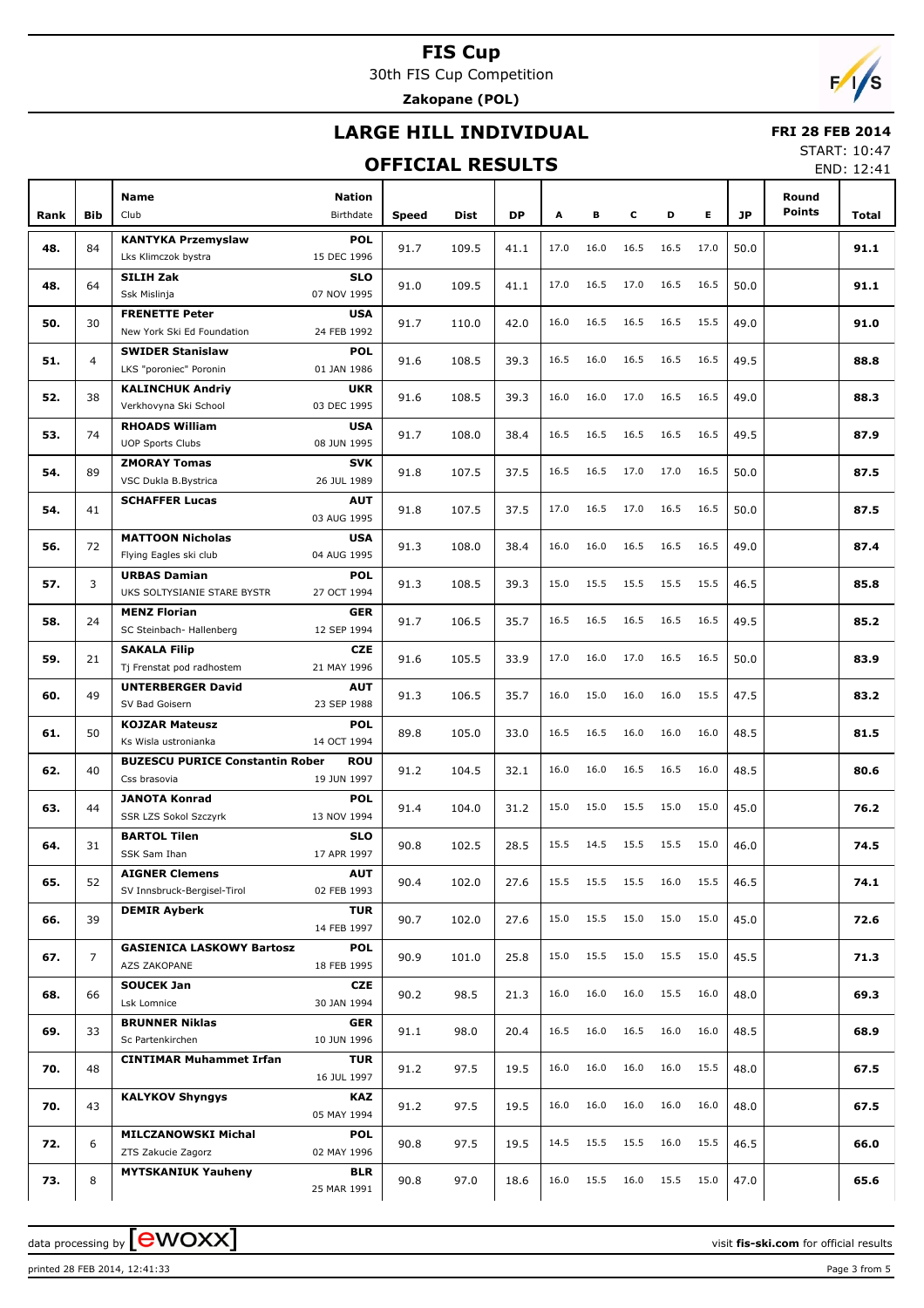# FIS Cup

30th FIS Cup Competition

**Zakopane (POL)**

## LARGE HILL INDIVIDUAL

**FRI 28 FEB 2014**

START: 10:47

END: 12:41

## OFFICIAL RESULTS

| Rank | Bib | Name / Club | Nation / Birthdate | Speed | Dist | DP | A | B | C | D | E | JP | Round Points | Total |
|---|---|---|---|---|---|---|---|---|---|---|---|---|---|---|
| 48. | 84 | **KANTYKA Przemyslaw** Lks Klimczok bystra | **POL** 15 DEC 1996 | 91.7 | 109.5 | 41.1 | 17.0 | 16.0 | 16.5 | 16.5 | 17.0 | 50.0 | | **91.1** |
| 48. | 64 | **SILIH Zak** Ssk Mislinja | **SLO** 07 NOV 1995 | 91.0 | 109.5 | 41.1 | 17.0 | 16.5 | 17.0 | 16.5 | 16.5 | 50.0 | | **91.1** |
| 50. | 30 | **FRENETTE Peter** New York Ski Ed Foundation | **USA** 24 FEB 1992 | 91.7 | 110.0 | 42.0 | 16.0 | 16.5 | 16.5 | 16.5 | 15.5 | 49.0 | | **91.0** |
| 51. | 4 | **SWIDER Stanislaw** LKS "poroniec" Poronin | **POL** 01 JAN 1986 | 91.6 | 108.5 | 39.3 | 16.5 | 16.0 | 16.5 | 16.5 | 16.5 | 49.5 | | **88.8** |
| 52. | 38 | **KALINCHUK Andriy** Verkhovyna Ski School | **UKR** 03 DEC 1995 | 91.6 | 108.5 | 39.3 | 16.0 | 16.0 | 17.0 | 16.5 | 16.5 | 49.0 | | **88.3** |
| 53. | 74 | **RHOADS William** UOP Sports Clubs | **USA** 08 JUN 1995 | 91.7 | 108.0 | 38.4 | 16.5 | 16.5 | 16.5 | 16.5 | 16.5 | 49.5 | | **87.9** |
| 54. | 89 | **ZMORAY Tomas** VSC Dukla B.Bystrica | **SVK** 26 JUL 1989 | 91.8 | 107.5 | 37.5 | 16.5 | 16.5 | 17.0 | 17.0 | 16.5 | 50.0 | | **87.5** |
| 54. | 41 | **SCHAFFER Lucas** | **AUT** 03 AUG 1995 | 91.8 | 107.5 | 37.5 | 17.0 | 16.5 | 17.0 | 16.5 | 16.5 | 50.0 | | **87.5** |
| 56. | 72 | **MATTOON Nicholas** Flying Eagles ski club | **USA** 04 AUG 1995 | 91.3 | 108.0 | 38.4 | 16.0 | 16.0 | 16.5 | 16.5 | 16.5 | 49.0 | | **87.4** |
| 57. | 3 | **URBAS Damian** UKS SOLTYSIANIE STARE BYSTR | **POL** 27 OCT 1994 | 91.3 | 108.5 | 39.3 | 15.0 | 15.5 | 15.5 | 15.5 | 15.5 | 46.5 | | **85.8** |
| 58. | 24 | **MENZ Florian** SC Steinbach- Hallenberg | **GER** 12 SEP 1994 | 91.7 | 106.5 | 35.7 | 16.5 | 16.5 | 16.5 | 16.5 | 16.5 | 49.5 | | **85.2** |
| 59. | 21 | **SAKALA Filip** Tj Frenstat pod radhostem | **CZE** 21 MAY 1996 | 91.6 | 105.5 | 33.9 | 17.0 | 16.0 | 17.0 | 16.5 | 16.5 | 50.0 | | **83.9** |
| 60. | 49 | **UNTERBERGER David** SV Bad Goisern | **AUT** 23 SEP 1988 | 91.3 | 106.5 | 35.7 | 16.0 | 15.0 | 16.0 | 16.0 | 15.5 | 47.5 | | **83.2** |
| 61. | 50 | **KOJZAR Mateusz** Ks Wisla ustronianka | **POL** 14 OCT 1994 | 89.8 | 105.0 | 33.0 | 16.5 | 16.5 | 16.0 | 16.0 | 16.0 | 48.5 | | **81.5** |
| 62. | 40 | **BUZESCU PURICE Constantin Rober** Css brasovia | **ROU** 19 JUN 1997 | 91.2 | 104.5 | 32.1 | 16.0 | 16.0 | 16.5 | 16.5 | 16.0 | 48.5 | | **80.6** |
| 63. | 44 | **JANOTA Konrad** SSR LZS Sokol Szczyrk | **POL** 13 NOV 1994 | 91.4 | 104.0 | 31.2 | 15.0 | 15.0 | 15.5 | 15.0 | 15.0 | 45.0 | | **76.2** |
| 64. | 31 | **BARTOL Tilen** SSK Sam Ihan | **SLO** 17 APR 1997 | 90.8 | 102.5 | 28.5 | 15.5 | 14.5 | 15.5 | 15.5 | 15.0 | 46.0 | | **74.5** |
| 65. | 52 | **AIGNER Clemens** SV Innsbruck-Bergisel-Tirol | **AUT** 02 FEB 1993 | 90.4 | 102.0 | 27.6 | 15.5 | 15.5 | 15.5 | 16.0 | 15.5 | 46.5 | | **74.1** |
| 66. | 39 | **DEMIR Ayberk** | **TUR** 14 FEB 1997 | 90.7 | 102.0 | 27.6 | 15.0 | 15.5 | 15.0 | 15.0 | 15.0 | 45.0 | | **72.6** |
| 67. | 7 | **GASIENICA LASKOWY Bartosz** AZS ZAKOPANE | **POL** 18 FEB 1995 | 90.9 | 101.0 | 25.8 | 15.0 | 15.5 | 15.0 | 15.5 | 15.0 | 45.5 | | **71.3** |
| 68. | 66 | **SOUCEK Jan** Lsk Lomnice | **CZE** 30 JAN 1994 | 90.2 | 98.5 | 21.3 | 16.0 | 16.0 | 16.0 | 15.5 | 16.0 | 48.0 | | **69.3** |
| 69. | 33 | **BRUNNER Niklas** Sc Partenkirchen | **GER** 10 JUN 1996 | 91.1 | 98.0 | 20.4 | 16.5 | 16.0 | 16.5 | 16.0 | 16.0 | 48.5 | | **68.9** |
| 70. | 48 | **CINTIMAR Muhammet Irfan** | **TUR** 16 JUL 1997 | 91.2 | 97.5 | 19.5 | 16.0 | 16.0 | 16.0 | 16.0 | 15.5 | 48.0 | | **67.5** |
| 70. | 43 | **KALYKOV Shyngys** | **KAZ** 05 MAY 1994 | 91.2 | 97.5 | 19.5 | 16.0 | 16.0 | 16.0 | 16.0 | 16.0 | 48.0 | | **67.5** |
| 72. | 6 | **MILCZANOWSKI Michal** ZTS Zakucie Zagorz | **POL** 02 MAY 1996 | 90.8 | 97.5 | 19.5 | 14.5 | 15.5 | 15.5 | 16.0 | 15.5 | 46.5 | | **66.0** |
| 73. | 8 | **MYTSKANIUK Yauheny** | **BLR** 25 MAR 1991 | 90.8 | 97.0 | 18.6 | 16.0 | 15.5 | 16.0 | 15.5 | 15.0 | 47.0 | | **65.6** |

data processing by ewoxx — visit **fis-ski.com** for official results

printed 28 FEB 2014, 12:41:33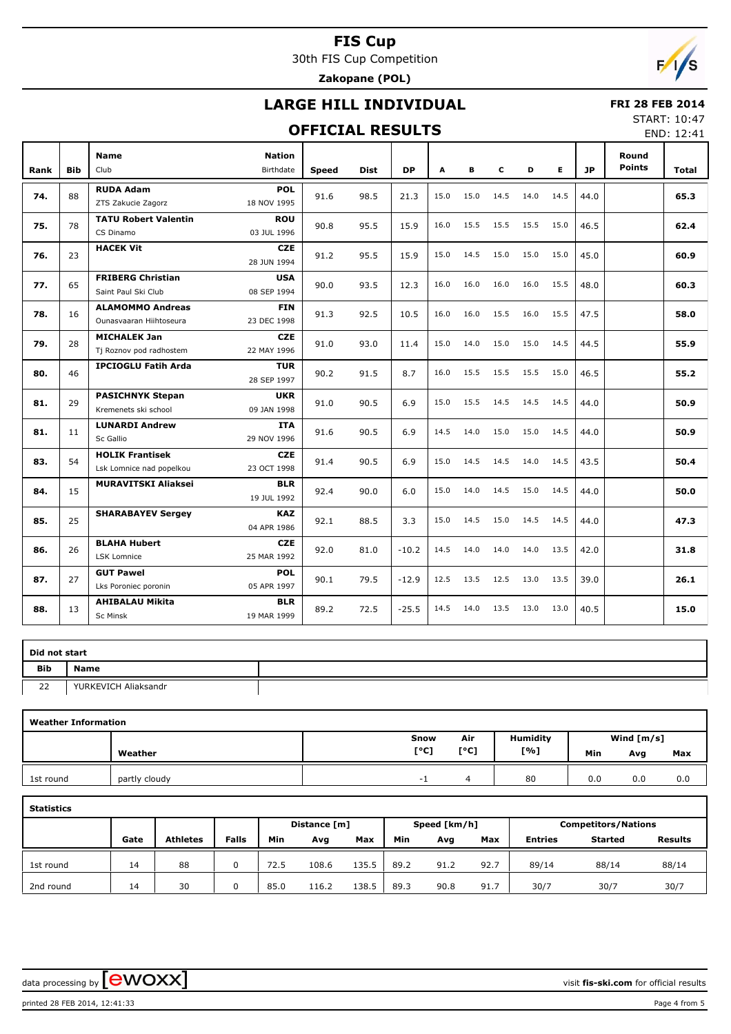# FIS Cup

30th FIS Cup Competition

**Zakopane (POL)**

## LARGE HILL INDIVIDUAL

**FRI 28 FEB 2014**

START: 10:47

END: 12:41

## OFFICIAL RESULTS

| Rank | Bib | Name / Club | Nation / Birthdate | Speed | Dist | DP | A | B | C | D | E | JP | Round Points | Total |
|---|---|---|---|---|---|---|---|---|---|---|---|---|---|---|
| 74. | 88 | **RUDA Adam** ZTS Zakucie Zagorz | **POL** 18 NOV 1995 | 91.6 | 98.5 | 21.3 | 15.0 | 15.0 | 14.5 | 14.0 | 14.5 | 44.0 | | **65.3** |
| 75. | 78 | **TATU Robert Valentin** CS Dinamo | **ROU** 03 JUL 1996 | 90.8 | 95.5 | 15.9 | 16.0 | 15.5 | 15.5 | 15.5 | 15.0 | 46.5 | | **62.4** |
| 76. | 23 | **HACEK Vit** | **CZE** 28 JUN 1994 | 91.2 | 95.5 | 15.9 | 15.0 | 14.5 | 15.0 | 15.0 | 15.0 | 45.0 | | **60.9** |
| 77. | 65 | **FRIBERG Christian** Saint Paul Ski Club | **USA** 08 SEP 1994 | 90.0 | 93.5 | 12.3 | 16.0 | 16.0 | 16.0 | 16.0 | 15.5 | 48.0 | | **60.3** |
| 78. | 16 | **ALAMOMMO Andreas** Ounasvaaran Hiihtoseura | **FIN** 23 DEC 1998 | 91.3 | 92.5 | 10.5 | 16.0 | 16.0 | 15.5 | 16.0 | 15.5 | 47.5 | | **58.0** |
| 79. | 28 | **MICHALEK Jan** Tj Roznov pod radhostem | **CZE** 22 MAY 1996 | 91.0 | 93.0 | 11.4 | 15.0 | 14.0 | 15.0 | 15.0 | 14.5 | 44.5 | | **55.9** |
| 80. | 46 | **IPCIOGLU Fatih Arda** | **TUR** 28 SEP 1997 | 90.2 | 91.5 | 8.7 | 16.0 | 15.5 | 15.5 | 15.5 | 15.0 | 46.5 | | **55.2** |
| 81. | 29 | **PASICHNYK Stepan** Kremenets ski school | **UKR** 09 JAN 1998 | 91.0 | 90.5 | 6.9 | 15.0 | 15.5 | 14.5 | 14.5 | 14.5 | 44.0 | | **50.9** |
| 81. | 11 | **LUNARDI Andrew** Sc Gallio | **ITA** 29 NOV 1996 | 91.6 | 90.5 | 6.9 | 14.5 | 14.0 | 15.0 | 15.0 | 14.5 | 44.0 | | **50.9** |
| 83. | 54 | **HOLIK Frantisek** Lsk Lomnice nad popelkou | **CZE** 23 OCT 1998 | 91.4 | 90.5 | 6.9 | 15.0 | 14.5 | 14.5 | 14.0 | 14.5 | 43.5 | | **50.4** |
| 84. | 15 | **MURAVITSKI Aliaksei** | **BLR** 19 JUL 1992 | 92.4 | 90.0 | 6.0 | 15.0 | 14.0 | 14.5 | 15.0 | 14.5 | 44.0 | | **50.0** |
| 85. | 25 | **SHARABAYEV Sergey** | **KAZ** 04 APR 1986 | 92.1 | 88.5 | 3.3 | 15.0 | 14.5 | 15.0 | 14.5 | 14.5 | 44.0 | | **47.3** |
| 86. | 26 | **BLAHA Hubert** LSK Lomnice | **CZE** 25 MAR 1992 | 92.0 | 81.0 | -10.2 | 14.5 | 14.0 | 14.0 | 14.0 | 13.5 | 42.0 | | **31.8** |
| 87. | 27 | **GUT Pawel** Lks Poroniec poronin | **POL** 05 APR 1997 | 90.1 | 79.5 | -12.9 | 12.5 | 13.5 | 12.5 | 13.0 | 13.5 | 39.0 | | **26.1** |
| 88. | 13 | **AHIBALAU Mikita** Sc Minsk | **BLR** 19 MAR 1999 | 89.2 | 72.5 | -25.5 | 14.5 | 14.0 | 13.5 | 13.0 | 13.0 | 40.5 | | **15.0** |

**Did not start**

| Bib | Name |
|---|---|
| 22 | YURKEVICH Aliaksandr |

**Weather Information**

| | Weather | Snow [°C] | Air [°C] | Humidity [%] | Wind [m/s] Min | Avg | Max |
|---|---|---|---|---|---|---|---|
| 1st round | partly cloudy | -1 | 4 | 80 | 0.0 | 0.0 | 0.0 |

**Statistics**

| | Gate | Athletes | Falls | Distance [m] Min | Avg | Max | Speed [km/h] Min | Avg | Max | Competitors/Nations Entries | Started | Results |
|---|---|---|---|---|---|---|---|---|---|---|---|---|
| 1st round | 14 | 88 | 0 | 72.5 | 108.6 | 135.5 | 89.2 | 91.2 | 92.7 | 89/14 | 88/14 | 88/14 |
| 2nd round | 14 | 30 | 0 | 85.0 | 116.2 | 138.5 | 89.3 | 90.8 | 91.7 | 30/7 | 30/7 | 30/7 |

data processing by ewoxx — visit **fis-ski.com** for official results

printed 28 FEB 2014, 12:41:33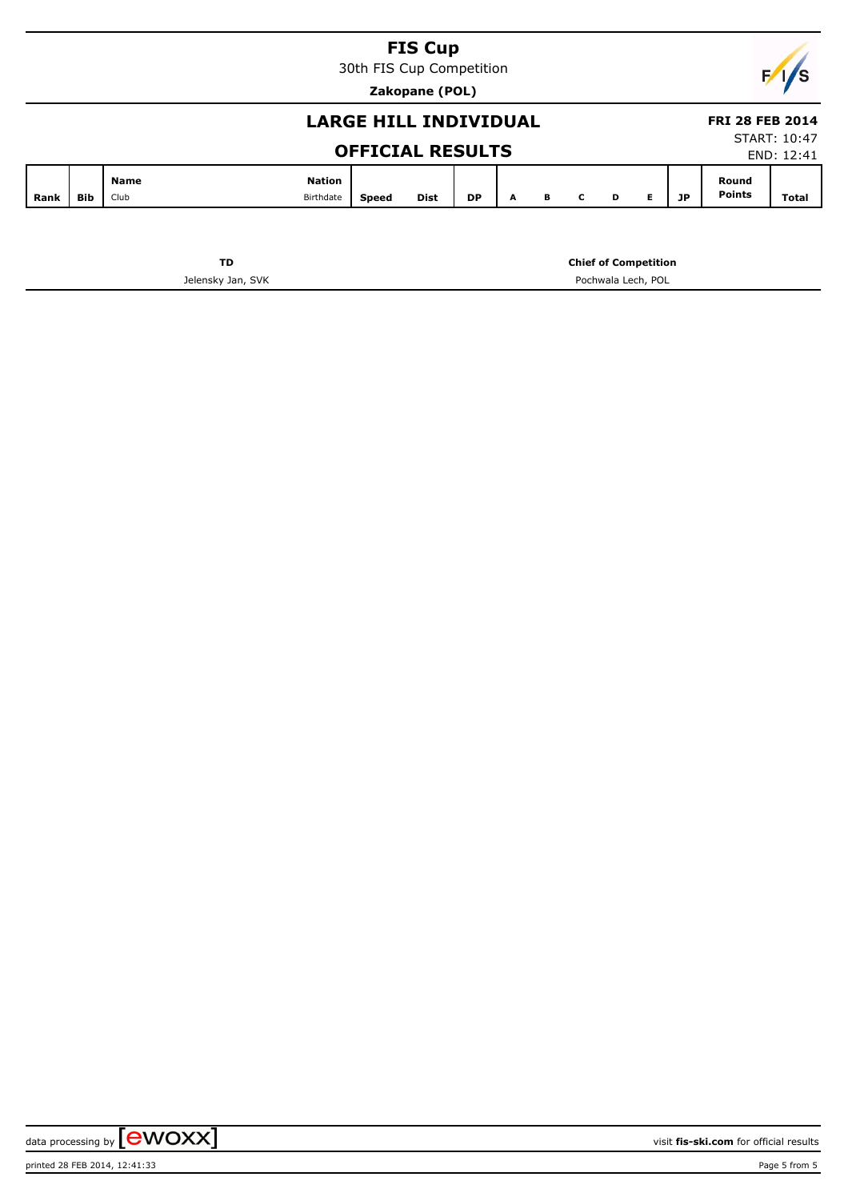# FIS Cup

30th FIS Cup Competition

**Zakopane (POL)**

## LARGE HILL INDIVIDUAL

## OFFICIAL RESULTS

**FRI 28 FEB 2014**

START: 10:47

END: 12:41

| Rank | Bib | Name<br>Club | Nation<br>Birthdate | Speed | Dist | DP | A | B | C | D | E | JP | Round Points | Total |
|---|---|---|---|---|---|---|---|---|---|---|---|---|---|---|

| TD | Chief of Competition |
|---|---|
| Jelensky Jan, SVK | Pochwala Lech, POL |

data processing by [ewoxx]

visit **fis-ski.com** for official results

printed 28 FEB 2014, 12:41:33